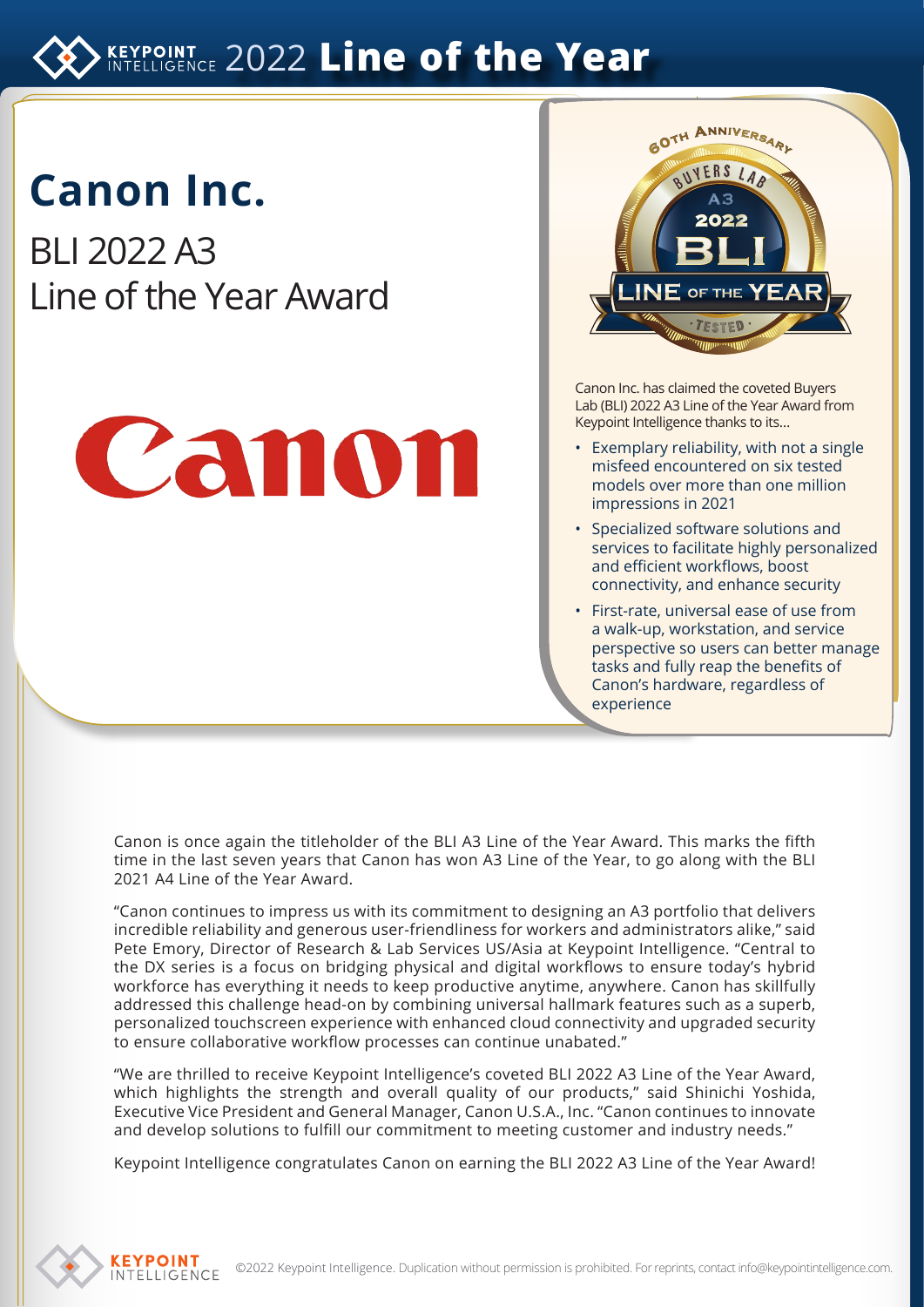# KEYPOINT INTELLIGENCE 2022 Line of the Year

## Canon Inc.

BLI 2022 A3 Line of the Year Award

Canon Inc. has claimed the coveted Buyers Lab (BLI) 2022 A3 Line of the Year Award from Keypoint Intelligence thanks to its...

- Exemplary reliability, with not a single misfeed encountered on six tested models over more than one million impressions in 2021
- Specialized software solutions and services to facilitate highly personalized and efficient workflows, boost connectivity, and enhance security
- First-rate, universal ease of use from a walk-up, workstation, and service perspective so users can better manage tasks and fully reap the benefits of Canon's hardware, regardless of experience

Canon is once again the titleholder of the BLI A3 Line of the Year Award. This marks the fifth time in the last seven years that Canon has won A3 Line of the Year, to go along with the BLI 2021 A4 Line of the Year Award.

"Canon continues to impress us with its commitment to designing an A3 portfolio that delivers incredible reliability and generous user-friendliness for workers and administrators alike," said Pete Emory, Director of Research & Lab Services US/Asia at Keypoint Intelligence. "Central to the DX series is a focus on bridging physical and digital workflows to ensure today's hybrid workforce has everything it needs to keep productive anytime, anywhere. Canon has skillfully addressed this challenge head-on by combining universal hallmark features such as a superb, personalized touchscreen experience with enhanced cloud connectivity and upgraded security to ensure collaborative workflow processes can continue unabated."

"We are thrilled to receive Keypoint Intelligence's coveted BLI 2022 A3 Line of the Year Award, which highlights the strength and overall quality of our products," said Shinichi Yoshida, Executive Vice President and General Manager, Canon U.S.A., Inc. "Canon continues to innovate and develop solutions to fulfill our commitment to meeting customer and industry needs."

Keypoint Intelligence congratulates Canon on earning the BLI 2022 A3 Line of the Year Award!

©2022 Keypoint Intelligence. Duplication without permission is prohibited. For reprints, contact info@keypointintelligence.com.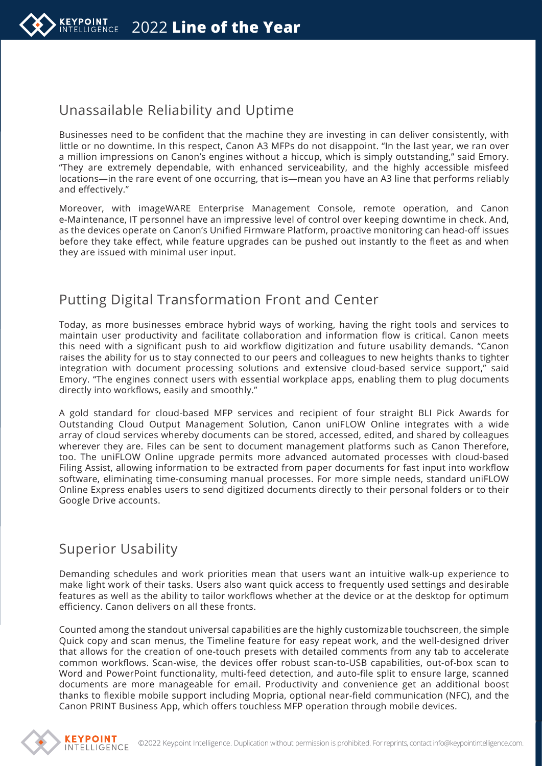## Unassailable Reliability and Uptime

Businesses need to be confident that the machine they are investing in can deliver consistently, with little or no downtime. In this respect, Canon A3 MFPs do not disappoint. "In the last year, we ran over a million impressions on Canon's engines without a hiccup, which is simply outstanding," said Emory. "They are extremely dependable, with enhanced serviceability, and the highly accessible misfeed locations—in the rare event of one occurring, that is—mean you have an A3 line that performs reliably and effectively."

Moreover, with imageWARE Enterprise Management Console, remote operation, and Canon e-Maintenance, IT personnel have an impressive level of control over keeping downtime in check. And, as the devices operate on Canon's Unified Firmware Platform, proactive monitoring can head-off issues before they take effect, while feature upgrades can be pushed out instantly to the fleet as and when they are issued with minimal user input.

## Putting Digital Transformation Front and Center

Today, as more businesses embrace hybrid ways of working, having the right tools and services to maintain user productivity and facilitate collaboration and information flow is critical. Canon meets this need with a significant push to aid workflow digitization and future usability demands. "Canon raises the ability for us to stay connected to our peers and colleagues to new heights thanks to tighter integration with document processing solutions and extensive cloud-based service support," said Emory. "The engines connect users with essential workplace apps, enabling them to plug documents directly into workflows, easily and smoothly."

A gold standard for cloud-based MFP services and recipient of four straight BLI Pick Awards for Outstanding Cloud Output Management Solution, Canon uniFLOW Online integrates with a wide array of cloud services whereby documents can be stored, accessed, edited, and shared by colleagues wherever they are. Files can be sent to document management platforms such as Canon Therefore, too. The uniFLOW Online upgrade permits more advanced automated processes with cloud-based Filing Assist, allowing information to be extracted from paper documents for fast input into workflow software, eliminating time-consuming manual processes. For more simple needs, standard uniFLOW Online Express enables users to send digitized documents directly to their personal folders or to their Google Drive accounts.

## Superior Usability

Demanding schedules and work priorities mean that users want an intuitive walk-up experience to make light work of their tasks. Users also want quick access to frequently used settings and desirable features as well as the ability to tailor workflows whether at the device or at the desktop for optimum efficiency. Canon delivers on all these fronts.

Counted among the standout universal capabilities are the highly customizable touchscreen, the simple Quick copy and scan menus, the Timeline feature for easy repeat work, and the well-designed driver that allows for the creation of one-touch presets with detailed comments from any tab to accelerate common workflows. Scan-wise, the devices offer robust scan-to-USB capabilities, out-of-box scan to Word and PowerPoint functionality, multi-feed detection, and auto-file split to ensure large, scanned documents are more manageable for email. Productivity and convenience get an additional boost thanks to flexible mobile support including Mopria, optional near-field communication (NFC), and the Canon PRINT Business App, which offers touchless MFP operation through mobile devices.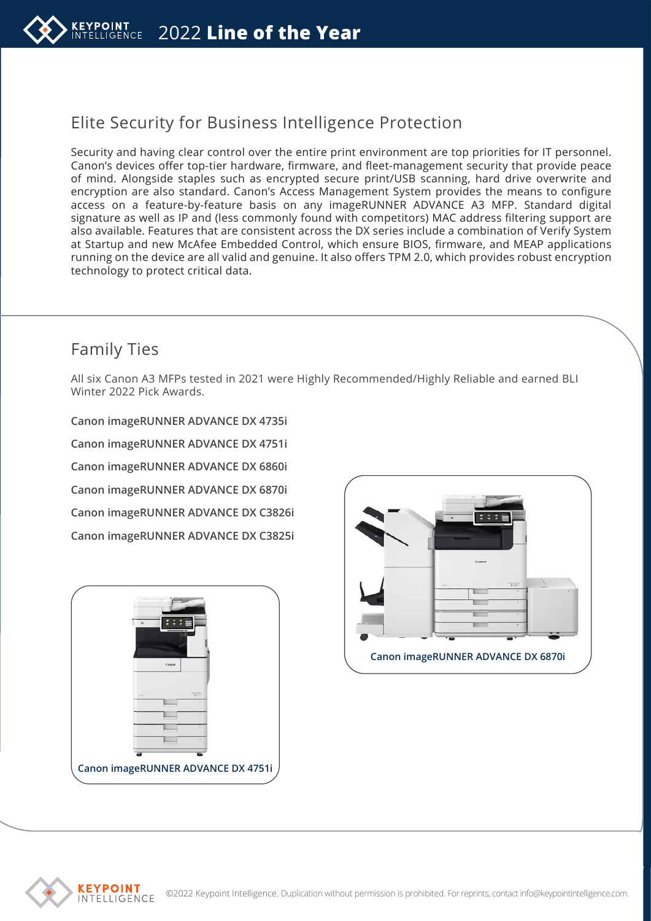## Elite Security for Business Intelligence Protection

Security and having clear control over the entire print environment are top priorities for IT personnel. Canon's devices offer top-tier hardware, firmware, and fleet-management security that provide peace of mind. Alongside staples such as encrypted secure print/USB scanning, hard drive overwrite and encryption are also standard. Canon's Access Management System provides the means to configure access on a feature-by-feature basis on any imageRUNNER ADVANCE A3 MFP. Standard digital signature as well as IP and (less commonly found with competitors) MAC address filtering support are also available. Features that are consistent across the DX series include a combination of Verify System at Startup and new McAfee Embedded Control, which ensure BIOS, firmware, and MEAP applications running on the device are all valid and genuine. It also offers TPM 2.0, which provides robust encryption technology to protect critical data.

## Family Ties

All six Canon A3 MFPs tested in 2021 were Highly Recommended/Highly Reliable and earned BLI Winter 2022 Pick Awards.

**Canon imageRUNNER ADVANCE DX 4735i**

**Canon imageRUNNER ADVANCE DX 4751i**

**Canon imageRUNNER ADVANCE DX 6860i**

**Canon imageRUNNER ADVANCE DX 6870i**

**Canon imageRUNNER ADVANCE DX C3826i**

**Canon imageRUNNER ADVANCE DX C3825i**

Canon imageRUNNER ADVANCE DX 6870i

Canon imageRUNNER ADVANCE DX 4751i

©2022 Keypoint Intelligence. Duplication without permission is prohibited. For reprints, contact info@keypointintelligence.com.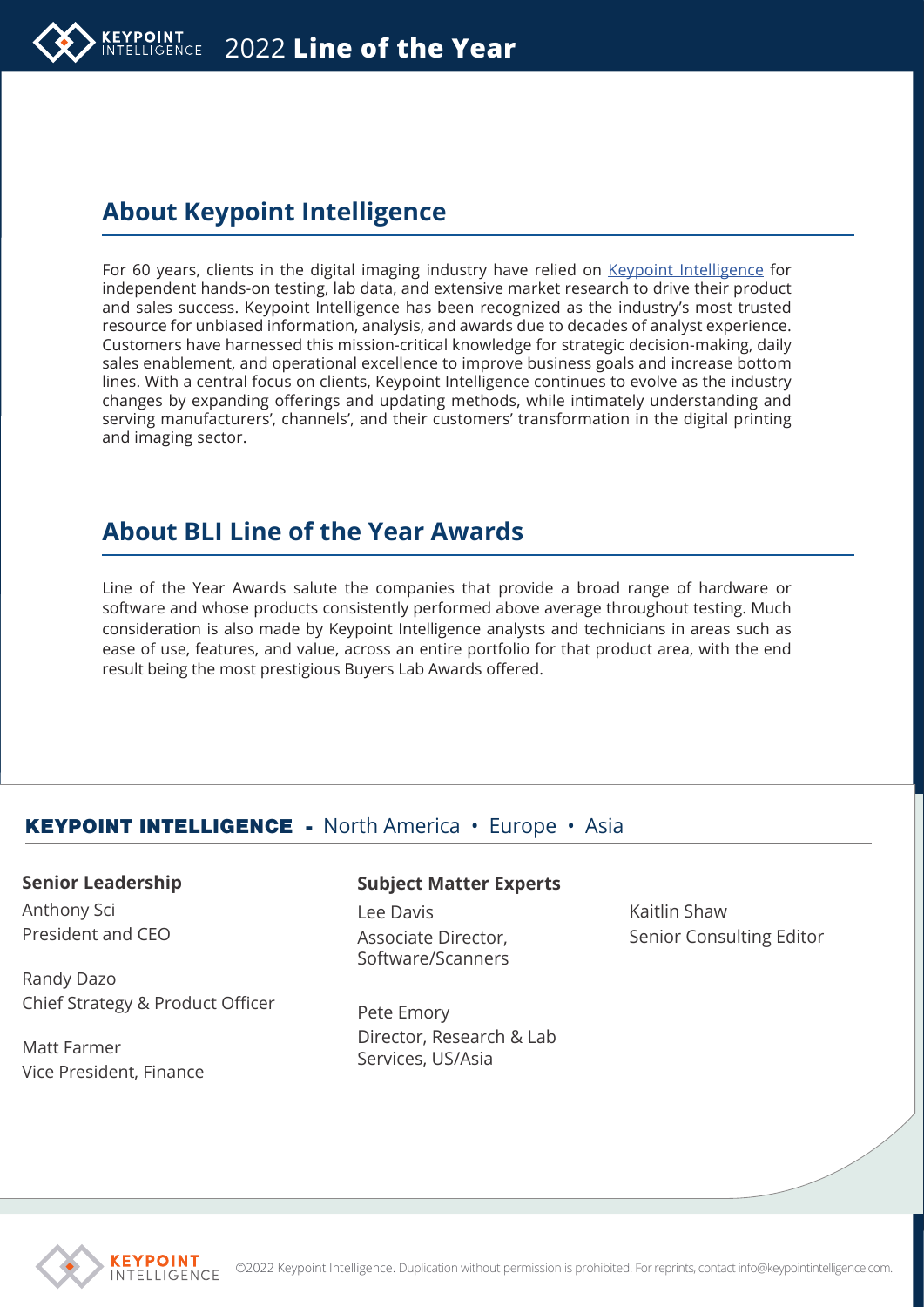## About Keypoint Intelligence

For 60 years, clients in the digital imaging industry have relied on [Keypoint Intelligence](https://keypointintelligence.com) for independent hands-on testing, lab data, and extensive market research to drive their product and sales success. Keypoint Intelligence has been recognized as the industry's most trusted resource for unbiased information, analysis, and awards due to decades of analyst experience. Customers have harnessed this mission-critical knowledge for strategic decision-making, daily sales enablement, and operational excellence to improve business goals and increase bottom lines. With a central focus on clients, Keypoint Intelligence continues to evolve as the industry changes by expanding offerings and updating methods, while intimately understanding and serving manufacturers', channels', and their customers' transformation in the digital printing and imaging sector.

## About BLI Line of the Year Awards

Line of the Year Awards salute the companies that provide a broad range of hardware or software and whose products consistently performed above average throughout testing. Much consideration is also made by Keypoint Intelligence analysts and technicians in areas such as ease of use, features, and value, across an entire portfolio for that product area, with the end result being the most prestigious Buyers Lab Awards offered.

**KEYPOINT INTELLIGENCE** - North America • Europe • Asia

**Senior Leadership**

Anthony Sci
President and CEO

Randy Dazo
Chief Strategy & Product Officer

Matt Farmer
Vice President, Finance

**Subject Matter Experts**

Lee Davis
Associate Director, Software/Scanners

Pete Emory
Director, Research & Lab Services, US/Asia

Kaitlin Shaw
Senior Consulting Editor

©2022 Keypoint Intelligence. Duplication without permission is prohibited. For reprints, contact info@keypointintelligence.com.